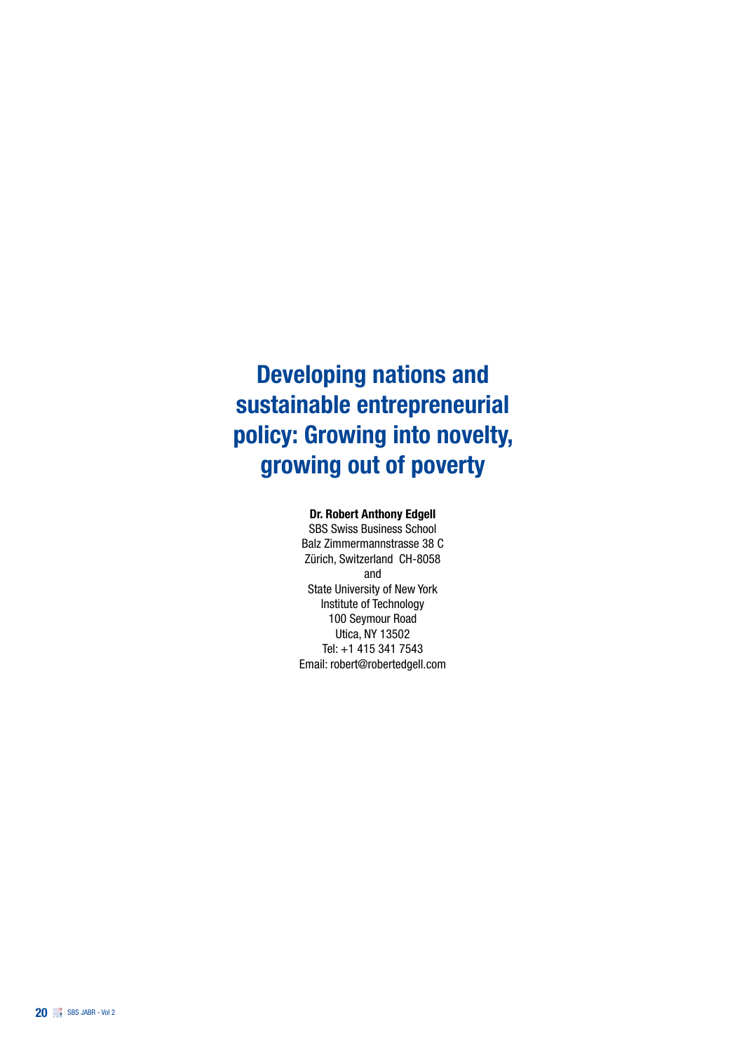# Developing nations and sustainable entrepreneurial policy: Growing into novelty, growing out of poverty

**Dr. Robert Anthony Edgell**
SBS Swiss Business School
Balz Zimmermannstrasse 38 C
Zürich, Switzerland CH-8058
and
State University of New York
Institute of Technology
100 Seymour Road
Utica, NY 13502
Tel: +1 415 341 7543
Email: robert@robertedgell.com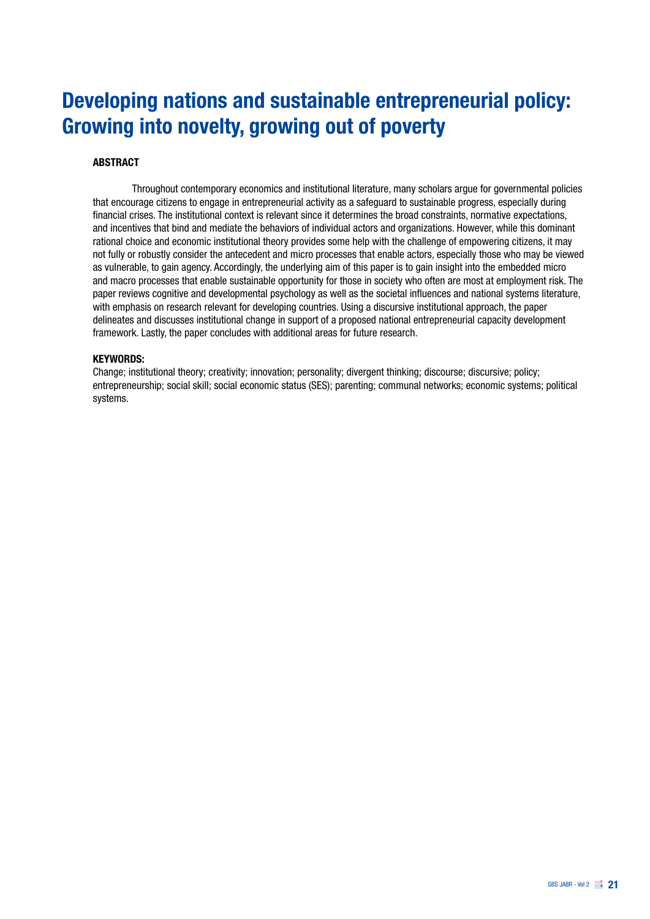# Developing nations and sustainable entrepreneurial policy: Growing into novelty, growing out of poverty

**ABSTRACT**

Throughout contemporary economics and institutional literature, many scholars argue for governmental policies that encourage citizens to engage in entrepreneurial activity as a safeguard to sustainable progress, especially during financial crises. The institutional context is relevant since it determines the broad constraints, normative expectations, and incentives that bind and mediate the behaviors of individual actors and organizations. However, while this dominant rational choice and economic institutional theory provides some help with the challenge of empowering citizens, it may not fully or robustly consider the antecedent and micro processes that enable actors, especially those who may be viewed as vulnerable, to gain agency. Accordingly, the underlying aim of this paper is to gain insight into the embedded micro and macro processes that enable sustainable opportunity for those in society who often are most at employment risk. The paper reviews cognitive and developmental psychology as well as the societal influences and national systems literature, with emphasis on research relevant for developing countries. Using a discursive institutional approach, the paper delineates and discusses institutional change in support of a proposed national entrepreneurial capacity development framework. Lastly, the paper concludes with additional areas for future research.

**KEYWORDS:**

Change; institutional theory; creativity; innovation; personality; divergent thinking; discourse; discursive; policy; entrepreneurship; social skill; social economic status (SES); parenting; communal networks; economic systems; political systems.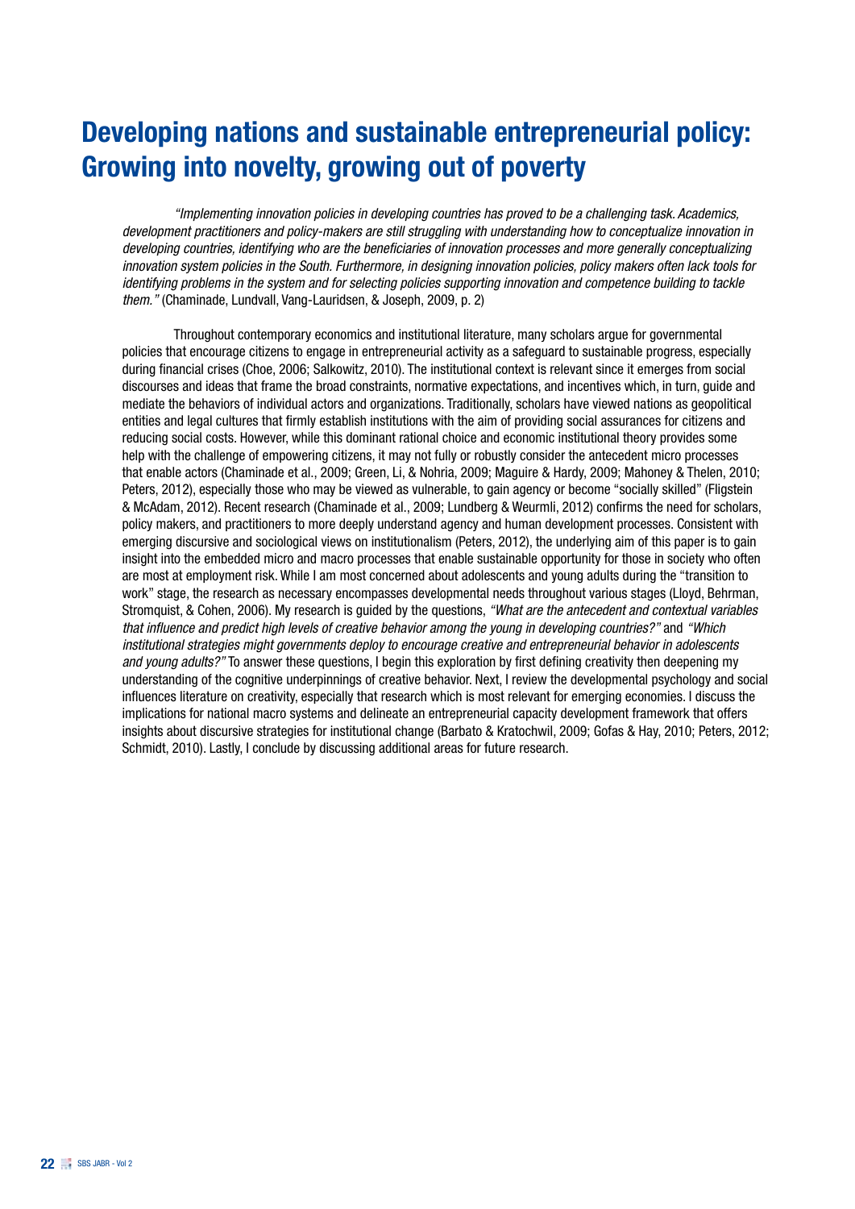# Developing nations and sustainable entrepreneurial policy: Growing into novelty, growing out of poverty

*"Implementing innovation policies in developing countries has proved to be a challenging task. Academics, development practitioners and policy-makers are still struggling with understanding how to conceptualize innovation in developing countries, identifying who are the beneficiaries of innovation processes and more generally conceptualizing innovation system policies in the South. Furthermore, in designing innovation policies, policy makers often lack tools for identifying problems in the system and for selecting policies supporting innovation and competence building to tackle them."* (Chaminade, Lundvall, Vang-Lauridsen, & Joseph, 2009, p. 2)

Throughout contemporary economics and institutional literature, many scholars argue for governmental policies that encourage citizens to engage in entrepreneurial activity as a safeguard to sustainable progress, especially during financial crises (Choe, 2006; Salkowitz, 2010). The institutional context is relevant since it emerges from social discourses and ideas that frame the broad constraints, normative expectations, and incentives which, in turn, guide and mediate the behaviors of individual actors and organizations. Traditionally, scholars have viewed nations as geopolitical entities and legal cultures that firmly establish institutions with the aim of providing social assurances for citizens and reducing social costs. However, while this dominant rational choice and economic institutional theory provides some help with the challenge of empowering citizens, it may not fully or robustly consider the antecedent micro processes that enable actors (Chaminade et al., 2009; Green, Li, & Nohria, 2009; Maguire & Hardy, 2009; Mahoney & Thelen, 2010; Peters, 2012), especially those who may be viewed as vulnerable, to gain agency or become "socially skilled" (Fligstein & McAdam, 2012). Recent research (Chaminade et al., 2009; Lundberg & Weurmli, 2012) confirms the need for scholars, policy makers, and practitioners to more deeply understand agency and human development processes. Consistent with emerging discursive and sociological views on institutionalism (Peters, 2012), the underlying aim of this paper is to gain insight into the embedded micro and macro processes that enable sustainable opportunity for those in society who often are most at employment risk. While I am most concerned about adolescents and young adults during the "transition to work" stage, the research as necessary encompasses developmental needs throughout various stages (Lloyd, Behrman, Stromquist, & Cohen, 2006). My research is guided by the questions, *"What are the antecedent and contextual variables that influence and predict high levels of creative behavior among the young in developing countries?"* and *"Which institutional strategies might governments deploy to encourage creative and entrepreneurial behavior in adolescents and young adults?"* To answer these questions, I begin this exploration by first defining creativity then deepening my understanding of the cognitive underpinnings of creative behavior. Next, I review the developmental psychology and social influences literature on creativity, especially that research which is most relevant for emerging economies. I discuss the implications for national macro systems and delineate an entrepreneurial capacity development framework that offers insights about discursive strategies for institutional change (Barbato & Kratochwil, 2009; Gofas & Hay, 2010; Peters, 2012; Schmidt, 2010). Lastly, I conclude by discussing additional areas for future research.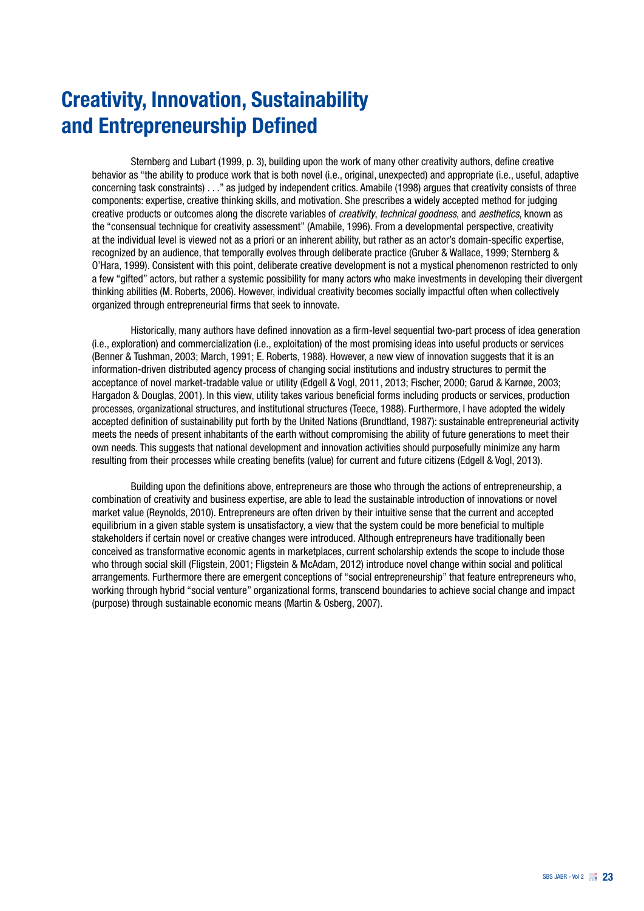# Creativity, Innovation, Sustainability and Entrepreneurship Defined

Sternberg and Lubart (1999, p. 3), building upon the work of many other creativity authors, define creative behavior as "the ability to produce work that is both novel (i.e., original, unexpected) and appropriate (i.e., useful, adaptive concerning task constraints) . . ." as judged by independent critics. Amabile (1998) argues that creativity consists of three components: expertise, creative thinking skills, and motivation. She prescribes a widely accepted method for judging creative products or outcomes along the discrete variables of *creativity*, *technical goodness*, and *aesthetics*, known as the "consensual technique for creativity assessment" (Amabile, 1996). From a developmental perspective, creativity at the individual level is viewed not as a priori or an inherent ability, but rather as an actor's domain-specific expertise, recognized by an audience, that temporally evolves through deliberate practice (Gruber & Wallace, 1999; Sternberg & O'Hara, 1999). Consistent with this point, deliberate creative development is not a mystical phenomenon restricted to only a few "gifted" actors, but rather a systemic possibility for many actors who make investments in developing their divergent thinking abilities (M. Roberts, 2006). However, individual creativity becomes socially impactful often when collectively organized through entrepreneurial firms that seek to innovate.

Historically, many authors have defined innovation as a firm-level sequential two-part process of idea generation (i.e., exploration) and commercialization (i.e., exploitation) of the most promising ideas into useful products or services (Benner & Tushman, 2003; March, 1991; E. Roberts, 1988). However, a new view of innovation suggests that it is an information-driven distributed agency process of changing social institutions and industry structures to permit the acceptance of novel market-tradable value or utility (Edgell & Vogl, 2011, 2013; Fischer, 2000; Garud & Karnøe, 2003; Hargadon & Douglas, 2001). In this view, utility takes various beneficial forms including products or services, production processes, organizational structures, and institutional structures (Teece, 1988). Furthermore, I have adopted the widely accepted definition of sustainability put forth by the United Nations (Brundtland, 1987): sustainable entrepreneurial activity meets the needs of present inhabitants of the earth without compromising the ability of future generations to meet their own needs. This suggests that national development and innovation activities should purposefully minimize any harm resulting from their processes while creating benefits (value) for current and future citizens (Edgell & Vogl, 2013).

Building upon the definitions above, entrepreneurs are those who through the actions of entrepreneurship, a combination of creativity and business expertise, are able to lead the sustainable introduction of innovations or novel market value (Reynolds, 2010). Entrepreneurs are often driven by their intuitive sense that the current and accepted equilibrium in a given stable system is unsatisfactory, a view that the system could be more beneficial to multiple stakeholders if certain novel or creative changes were introduced. Although entrepreneurs have traditionally been conceived as transformative economic agents in marketplaces, current scholarship extends the scope to include those who through social skill (Fligstein, 2001; Fligstein & McAdam, 2012) introduce novel change within social and political arrangements. Furthermore there are emergent conceptions of "social entrepreneurship" that feature entrepreneurs who, working through hybrid "social venture" organizational forms, transcend boundaries to achieve social change and impact (purpose) through sustainable economic means (Martin & Osberg, 2007).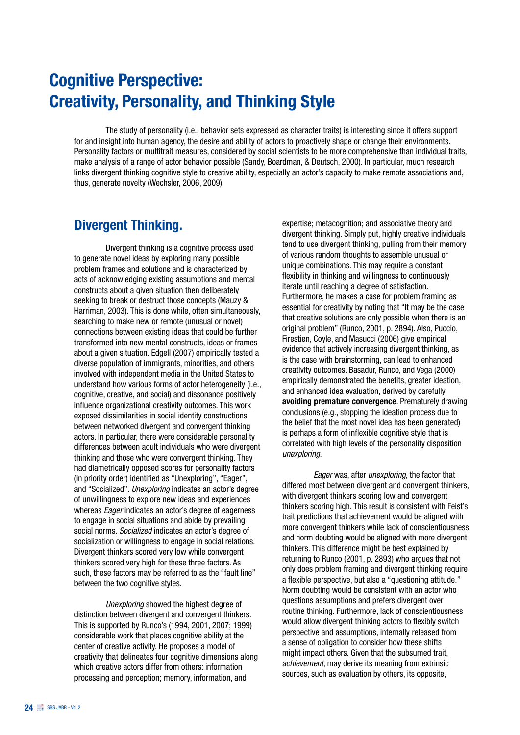# Cognitive Perspective: Creativity, Personality, and Thinking Style

The study of personality (i.e., behavior sets expressed as character traits) is interesting since it offers support for and insight into human agency, the desire and ability of actors to proactively shape or change their environments. Personality factors or multitrait measures, considered by social scientists to be more comprehensive than individual traits, make analysis of a range of actor behavior possible (Sandy, Boardman, & Deutsch, 2000). In particular, much research links divergent thinking cognitive style to creative ability, especially an actor's capacity to make remote associations and, thus, generate novelty (Wechsler, 2006, 2009).

## Divergent Thinking.

Divergent thinking is a cognitive process used to generate novel ideas by exploring many possible problem frames and solutions and is characterized by acts of acknowledging existing assumptions and mental constructs about a given situation then deliberately seeking to break or destruct those concepts (Mauzy & Harriman, 2003). This is done while, often simultaneously, searching to make new or remote (unusual or novel) connections between existing ideas that could be further transformed into new mental constructs, ideas or frames about a given situation. Edgell (2007) empirically tested a diverse population of immigrants, minorities, and others involved with independent media in the United States to understand how various forms of actor heterogeneity (i.e., cognitive, creative, and social) and dissonance positively influence organizational creativity outcomes. This work exposed dissimilarities in social identity constructions between networked divergent and convergent thinking actors. In particular, there were considerable personality differences between adult individuals who were divergent thinking and those who were convergent thinking. They had diametrically opposed scores for personality factors (in priority order) identified as "Unexploring", "Eager", and "Socialized". *Unexploring* indicates an actor's degree of unwillingness to explore new ideas and experiences whereas *Eager* indicates an actor's degree of eagerness to engage in social situations and abide by prevailing social norms. *Socialized* indicates an actor's degree of socialization or willingness to engage in social relations. Divergent thinkers scored very low while convergent thinkers scored very high for these three factors. As such, these factors may be referred to as the "fault line" between the two cognitive styles.

*Unexploring* showed the highest degree of distinction between divergent and convergent thinkers. This is supported by Runco's (1994, 2001, 2007; 1999) considerable work that places cognitive ability at the center of creative activity. He proposes a model of creativity that delineates four cognitive dimensions along which creative actors differ from others: information processing and perception; memory, information, and expertise; metacognition; and associative theory and divergent thinking. Simply put, highly creative individuals tend to use divergent thinking, pulling from their memory of various random thoughts to assemble unusual or unique combinations. This may require a constant flexibility in thinking and willingness to continuously iterate until reaching a degree of satisfaction. Furthermore, he makes a case for problem framing as essential for creativity by noting that "It may be the case that creative solutions are only possible when there is an original problem" (Runco, 2001, p. 2894). Also, Puccio, Firestien, Coyle, and Masucci (2006) give empirical evidence that actively increasing divergent thinking, as is the case with brainstorming, can lead to enhanced creativity outcomes. Basadur, Runco, and Vega (2000) empirically demonstrated the benefits, greater ideation, and enhanced idea evaluation, derived by carefully **avoiding premature convergence**. Prematurely drawing conclusions (e.g., stopping the ideation process due to the belief that the most novel idea has been generated) is perhaps a form of inflexible cognitive style that is correlated with high levels of the personality disposition *unexploring*.

*Eager* was, after *unexploring*, the factor that differed most between divergent and convergent thinkers, with divergent thinkers scoring low and convergent thinkers scoring high. This result is consistent with Feist's trait predictions that achievement would be aligned with more convergent thinkers while lack of conscientiousness and norm doubting would be aligned with more divergent thinkers. This difference might be best explained by returning to Runco (2001, p. 2893) who argues that not only does problem framing and divergent thinking require a flexible perspective, but also a "questioning attitude." Norm doubting would be consistent with an actor who questions assumptions and prefers divergent over routine thinking. Furthermore, lack of conscientiousness would allow divergent thinking actors to flexibly switch perspective and assumptions, internally released from a sense of obligation to consider how these shifts might impact others. Given that the subsumed trait, *achievement*, may derive its meaning from extrinsic sources, such as evaluation by others, its opposite,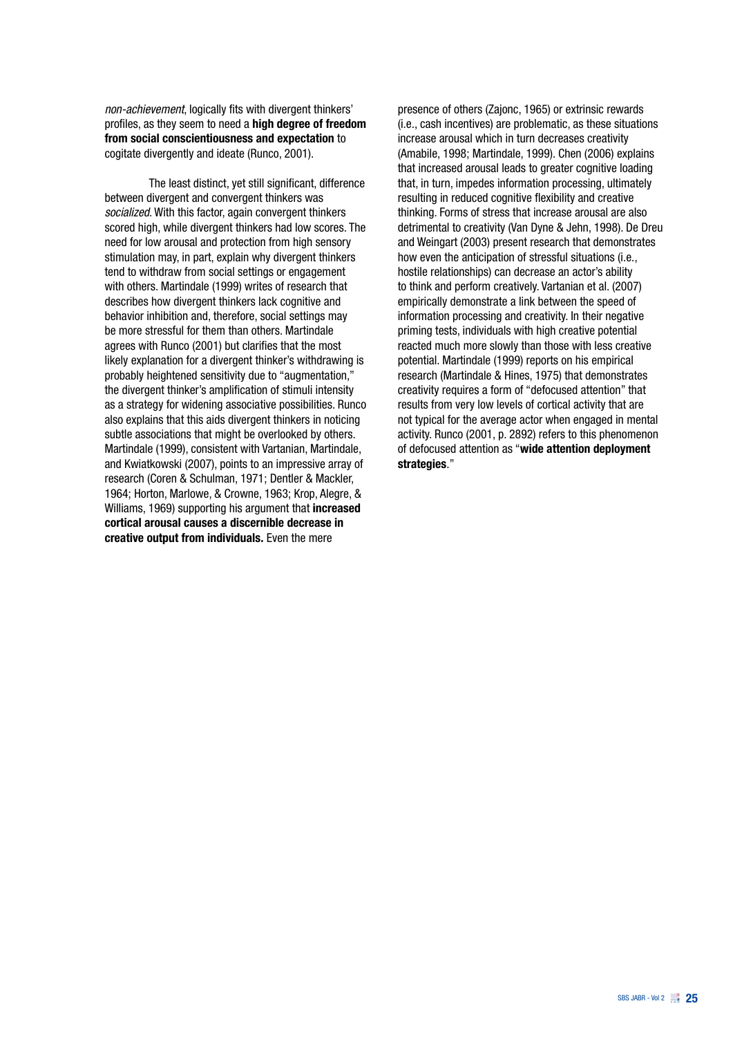*non-achievement*, logically fits with divergent thinkers' profiles, as they seem to need a **high degree of freedom from social conscientiousness and expectation** to cogitate divergently and ideate (Runco, 2001).

The least distinct, yet still significant, difference between divergent and convergent thinkers was *socialized*. With this factor, again convergent thinkers scored high, while divergent thinkers had low scores. The need for low arousal and protection from high sensory stimulation may, in part, explain why divergent thinkers tend to withdraw from social settings or engagement with others. Martindale (1999) writes of research that describes how divergent thinkers lack cognitive and behavior inhibition and, therefore, social settings may be more stressful for them than others. Martindale agrees with Runco (2001) but clarifies that the most likely explanation for a divergent thinker's withdrawing is probably heightened sensitivity due to "augmentation," the divergent thinker's amplification of stimuli intensity as a strategy for widening associative possibilities. Runco also explains that this aids divergent thinkers in noticing subtle associations that might be overlooked by others. Martindale (1999), consistent with Vartanian, Martindale, and Kwiatkowski (2007), points to an impressive array of research (Coren & Schulman, 1971; Dentler & Mackler, 1964; Horton, Marlowe, & Crowne, 1963; Krop, Alegre, & Williams, 1969) supporting his argument that **increased cortical arousal causes a discernible decrease in creative output from individuals.** Even the mere presence of others (Zajonc, 1965) or extrinsic rewards (i.e., cash incentives) are problematic, as these situations increase arousal which in turn decreases creativity (Amabile, 1998; Martindale, 1999). Chen (2006) explains that increased arousal leads to greater cognitive loading that, in turn, impedes information processing, ultimately resulting in reduced cognitive flexibility and creative thinking. Forms of stress that increase arousal are also detrimental to creativity (Van Dyne & Jehn, 1998). De Dreu and Weingart (2003) present research that demonstrates how even the anticipation of stressful situations (i.e., hostile relationships) can decrease an actor's ability to think and perform creatively. Vartanian et al. (2007) empirically demonstrate a link between the speed of information processing and creativity. In their negative priming tests, individuals with high creative potential reacted much more slowly than those with less creative potential. Martindale (1999) reports on his empirical research (Martindale & Hines, 1975) that demonstrates creativity requires a form of "defocused attention" that results from very low levels of cortical activity that are not typical for the average actor when engaged in mental activity. Runco (2001, p. 2892) refers to this phenomenon of defocused attention as "**wide attention deployment strategies**."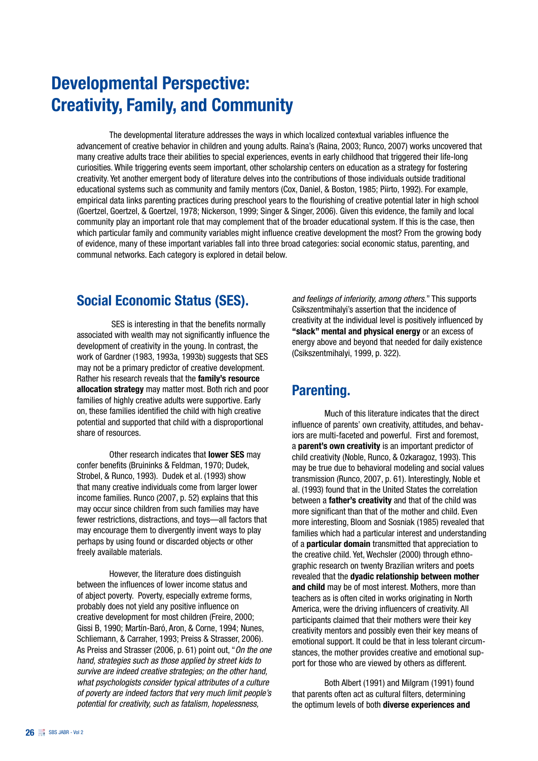# Developmental Perspective: Creativity, Family, and Community

The developmental literature addresses the ways in which localized contextual variables influence the advancement of creative behavior in children and young adults. Raina's (Raina, 2003; Runco, 2007) works uncovered that many creative adults trace their abilities to special experiences, events in early childhood that triggered their life-long curiosities. While triggering events seem important, other scholarship centers on education as a strategy for fostering creativity. Yet another emergent body of literature delves into the contributions of those individuals outside traditional educational systems such as community and family mentors (Cox, Daniel, & Boston, 1985; Piirto, 1992). For example, empirical data links parenting practices during preschool years to the flourishing of creative potential later in high school (Goertzel, Goertzel, & Goertzel, 1978; Nickerson, 1999; Singer & Singer, 2006). Given this evidence, the family and local community play an important role that may complement that of the broader educational system. If this is the case, then which particular family and community variables might influence creative development the most? From the growing body of evidence, many of these important variables fall into three broad categories: social economic status, parenting, and communal networks. Each category is explored in detail below.

## Social Economic Status (SES).

SES is interesting in that the benefits normally associated with wealth may not significantly influence the development of creativity in the young. In contrast, the work of Gardner (1983, 1993a, 1993b) suggests that SES may not be a primary predictor of creative development. Rather his research reveals that the **family's resource allocation strategy** may matter most. Both rich and poor families of highly creative adults were supportive. Early on, these families identified the child with high creative potential and supported that child with a disproportional share of resources.

Other research indicates that **lower SES** may confer benefits (Bruininks & Feldman, 1970; Dudek, Strobel, & Runco, 1993). Dudek et al. (1993) show that many creative individuals come from larger lower income families. Runco (2007, p. 52) explains that this may occur since children from such families may have fewer restrictions, distractions, and toys—all factors that may encourage them to divergently invent ways to play perhaps by using found or discarded objects or other freely available materials.

However, the literature does distinguish between the influences of lower income status and of abject poverty. Poverty, especially extreme forms, probably does not yield any positive influence on creative development for most children (Freire, 2000; Gissi B, 1990; Martín-Baró, Aron, & Corne, 1994; Nunes, Schliemann, & Carraher, 1993; Preiss & Strasser, 2006). As Preiss and Strasser (2006, p. 61) point out, "*On the one hand, strategies such as those applied by street kids to survive are indeed creative strategies; on the other hand, what psychologists consider typical attributes of a culture of poverty are indeed factors that very much limit people's potential for creativity, such as fatalism, hopelessness, and feelings of inferiority, among others.*" This supports Csikszentmihalyi's assertion that the incidence of creativity at the individual level is positively influenced by **"slack" mental and physical energy** or an excess of energy above and beyond that needed for daily existence (Csikszentmihalyi, 1999, p. 322).

## Parenting.

Much of this literature indicates that the direct influence of parents' own creativity, attitudes, and behaviors are multi-faceted and powerful. First and foremost, a **parent's own creativity** is an important predictor of child creativity (Noble, Runco, & Ozkaragoz, 1993). This may be true due to behavioral modeling and social values transmission (Runco, 2007, p. 61). Interestingly, Noble et al. (1993) found that in the United States the correlation between a **father's creativity** and that of the child was more significant than that of the mother and child. Even more interesting, Bloom and Sosniak (1985) revealed that families which had a particular interest and understanding of a **particular domain** transmitted that appreciation to the creative child. Yet, Wechsler (2000) through ethnographic research on twenty Brazilian writers and poets revealed that the **dyadic relationship between mother and child** may be of most interest. Mothers, more than teachers as is often cited in works originating in North America, were the driving influencers of creativity. All participants claimed that their mothers were their key creativity mentors and possibly even their key means of emotional support. It could be that in less tolerant circumstances, the mother provides creative and emotional support for those who are viewed by others as different.

Both Albert (1991) and Milgram (1991) found that parents often act as cultural filters, determining the optimum levels of both **diverse experiences and**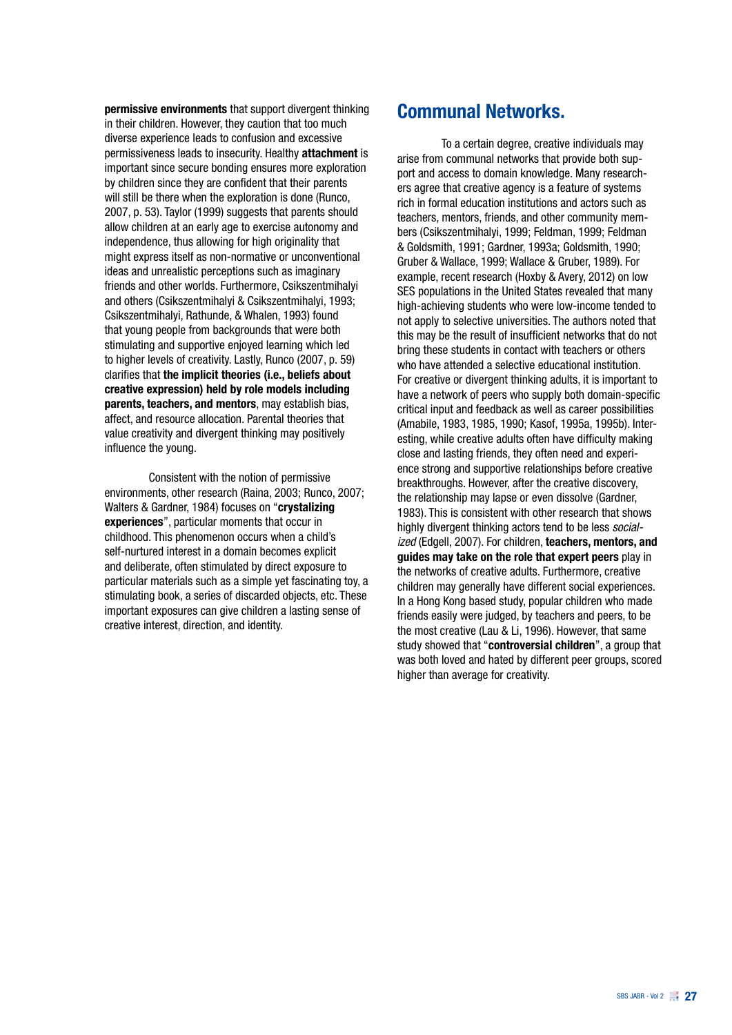**permissive environments** that support divergent thinking in their children. However, they caution that too much diverse experience leads to confusion and excessive permissiveness leads to insecurity. Healthy **attachment** is important since secure bonding ensures more exploration by children since they are confident that their parents will still be there when the exploration is done (Runco, 2007, p. 53). Taylor (1999) suggests that parents should allow children at an early age to exercise autonomy and independence, thus allowing for high originality that might express itself as non-normative or unconventional ideas and unrealistic perceptions such as imaginary friends and other worlds. Furthermore, Csikszentmihalyi and others (Csikszentmihalyi & Csikszentmihalyi, 1993; Csikszentmihalyi, Rathunde, & Whalen, 1993) found that young people from backgrounds that were both stimulating and supportive enjoyed learning which led to higher levels of creativity. Lastly, Runco (2007, p. 59) clarifies that **the implicit theories (i.e., beliefs about creative expression) held by role models including parents, teachers, and mentors**, may establish bias, affect, and resource allocation. Parental theories that value creativity and divergent thinking may positively influence the young.

Consistent with the notion of permissive environments, other research (Raina, 2003; Runco, 2007; Walters & Gardner, 1984) focuses on "**crystalizing experiences**", particular moments that occur in childhood. This phenomenon occurs when a child's self-nurtured interest in a domain becomes explicit and deliberate, often stimulated by direct exposure to particular materials such as a simple yet fascinating toy, a stimulating book, a series of discarded objects, etc. These important exposures can give children a lasting sense of creative interest, direction, and identity.

## Communal Networks.

To a certain degree, creative individuals may arise from communal networks that provide both support and access to domain knowledge. Many researchers agree that creative agency is a feature of systems rich in formal education institutions and actors such as teachers, mentors, friends, and other community members (Csikszentmihalyi, 1999; Feldman, 1999; Feldman & Goldsmith, 1991; Gardner, 1993a; Goldsmith, 1990; Gruber & Wallace, 1999; Wallace & Gruber, 1989). For example, recent research (Hoxby & Avery, 2012) on low SES populations in the United States revealed that many high-achieving students who were low-income tended to not apply to selective universities. The authors noted that this may be the result of insufficient networks that do not bring these students in contact with teachers or others who have attended a selective educational institution. For creative or divergent thinking adults, it is important to have a network of peers who supply both domain-specific critical input and feedback as well as career possibilities (Amabile, 1983, 1985, 1990; Kasof, 1995a, 1995b). Interesting, while creative adults often have difficulty making close and lasting friends, they often need and experience strong and supportive relationships before creative breakthroughs. However, after the creative discovery, the relationship may lapse or even dissolve (Gardner, 1983). This is consistent with other research that shows highly divergent thinking actors tend to be less *socialized* (Edgell, 2007). For children, **teachers, mentors, and guides may take on the role that expert peers** play in the networks of creative adults. Furthermore, creative children may generally have different social experiences. In a Hong Kong based study, popular children who made friends easily were judged, by teachers and peers, to be the most creative (Lau & Li, 1996). However, that same study showed that "**controversial children**", a group that was both loved and hated by different peer groups, scored higher than average for creativity.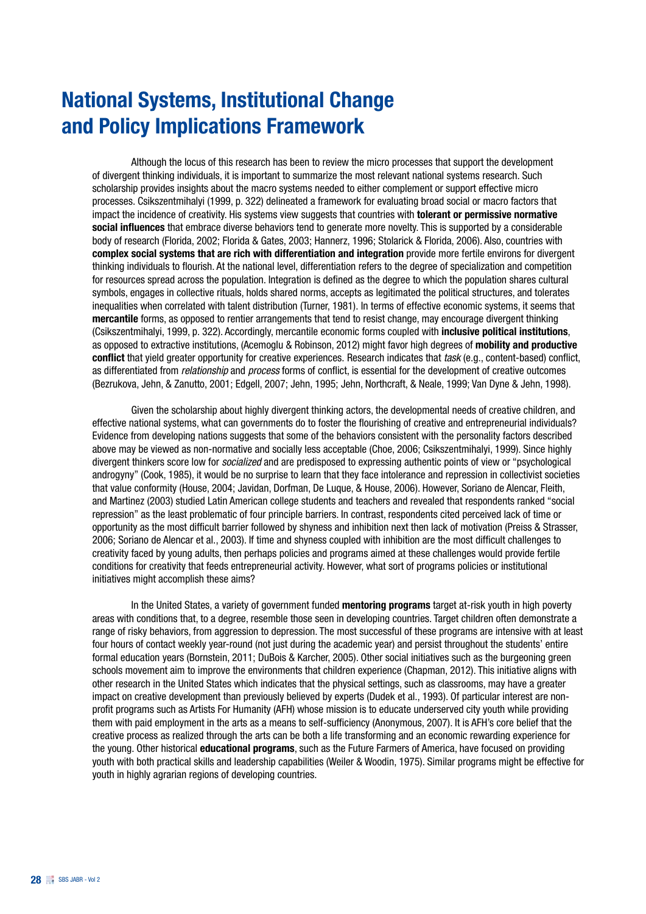# National Systems, Institutional Change and Policy Implications Framework

Although the locus of this research has been to review the micro processes that support the development of divergent thinking individuals, it is important to summarize the most relevant national systems research. Such scholarship provides insights about the macro systems needed to either complement or support effective micro processes. Csikszentmihalyi (1999, p. 322) delineated a framework for evaluating broad social or macro factors that impact the incidence of creativity. His systems view suggests that countries with **tolerant or permissive normative social influences** that embrace diverse behaviors tend to generate more novelty. This is supported by a considerable body of research (Florida, 2002; Florida & Gates, 2003; Hannerz, 1996; Stolarick & Florida, 2006). Also, countries with **complex social systems that are rich with differentiation and integration** provide more fertile environs for divergent thinking individuals to flourish. At the national level, differentiation refers to the degree of specialization and competition for resources spread across the population. Integration is defined as the degree to which the population shares cultural symbols, engages in collective rituals, holds shared norms, accepts as legitimated the political structures, and tolerates inequalities when correlated with talent distribution (Turner, 1981). In terms of effective economic systems, it seems that **mercantile** forms, as opposed to rentier arrangements that tend to resist change, may encourage divergent thinking (Csikszentmihalyi, 1999, p. 322). Accordingly, mercantile economic forms coupled with **inclusive political institutions**, as opposed to extractive institutions, (Acemoglu & Robinson, 2012) might favor high degrees of **mobility and productive conflict** that yield greater opportunity for creative experiences. Research indicates that *task* (e.g., content-based) conflict, as differentiated from *relationship* and *process* forms of conflict, is essential for the development of creative outcomes (Bezrukova, Jehn, & Zanutto, 2001; Edgell, 2007; Jehn, 1995; Jehn, Northcraft, & Neale, 1999; Van Dyne & Jehn, 1998).

Given the scholarship about highly divergent thinking actors, the developmental needs of creative children, and effective national systems, what can governments do to foster the flourishing of creative and entrepreneurial individuals? Evidence from developing nations suggests that some of the behaviors consistent with the personality factors described above may be viewed as non-normative and socially less acceptable (Choe, 2006; Csikszentmihalyi, 1999). Since highly divergent thinkers score low for *socialized* and are predisposed to expressing authentic points of view or "psychological androgyny" (Cook, 1985), it would be no surprise to learn that they face intolerance and repression in collectivist societies that value conformity (House, 2004; Javidan, Dorfman, De Luque, & House, 2006). However, Soriano de Alencar, Fleith, and Martinez (2003) studied Latin American college students and teachers and revealed that respondents ranked "social repression" as the least problematic of four principle barriers. In contrast, respondents cited perceived lack of time or opportunity as the most difficult barrier followed by shyness and inhibition next then lack of motivation (Preiss & Strasser, 2006; Soriano de Alencar et al., 2003). If time and shyness coupled with inhibition are the most difficult challenges to creativity faced by young adults, then perhaps policies and programs aimed at these challenges would provide fertile conditions for creativity that feeds entrepreneurial activity. However, what sort of programs policies or institutional initiatives might accomplish these aims?

In the United States, a variety of government funded **mentoring programs** target at-risk youth in high poverty areas with conditions that, to a degree, resemble those seen in developing countries. Target children often demonstrate a range of risky behaviors, from aggression to depression. The most successful of these programs are intensive with at least four hours of contact weekly year-round (not just during the academic year) and persist throughout the students' entire formal education years (Bornstein, 2011; DuBois & Karcher, 2005). Other social initiatives such as the burgeoning green schools movement aim to improve the environments that children experience (Chapman, 2012). This initiative aligns with other research in the United States which indicates that the physical settings, such as classrooms, may have a greater impact on creative development than previously believed by experts (Dudek et al., 1993). Of particular interest are non-profit programs such as Artists For Humanity (AFH) whose mission is to educate underserved city youth while providing them with paid employment in the arts as a means to self-sufficiency (Anonymous, 2007). It is AFH's core belief that the creative process as realized through the arts can be both a life transforming and an economic rewarding experience for the young. Other historical **educational programs**, such as the Future Farmers of America, have focused on providing youth with both practical skills and leadership capabilities (Weiler & Woodin, 1975). Similar programs might be effective for youth in highly agrarian regions of developing countries.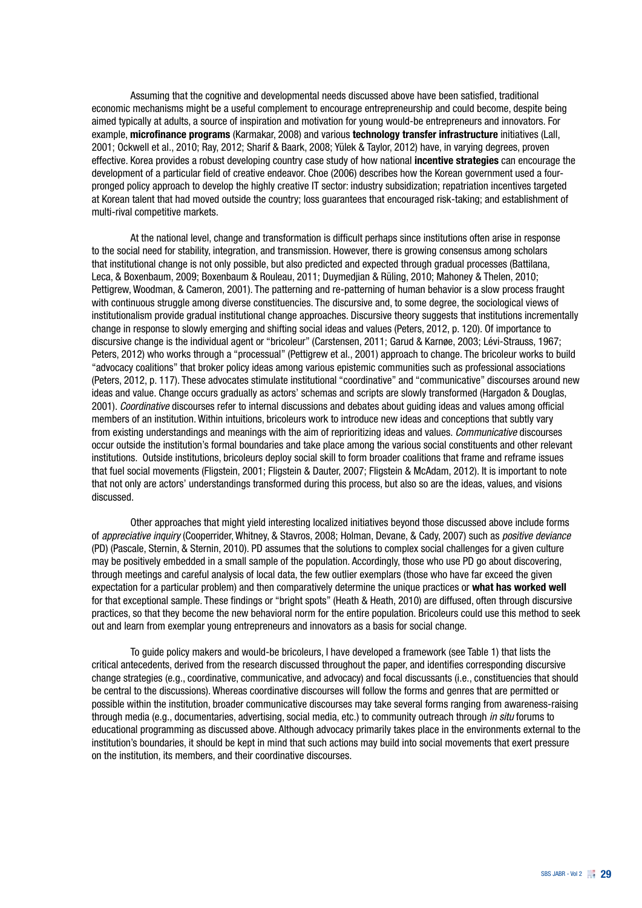Assuming that the cognitive and developmental needs discussed above have been satisfied, traditional economic mechanisms might be a useful complement to encourage entrepreneurship and could become, despite being aimed typically at adults, a source of inspiration and motivation for young would-be entrepreneurs and innovators. For example, **microfinance programs** (Karmakar, 2008) and various **technology transfer infrastructure** initiatives (Lall, 2001; Ockwell et al., 2010; Ray, 2012; Sharif & Baark, 2008; Yülek & Taylor, 2012) have, in varying degrees, proven effective. Korea provides a robust developing country case study of how national **incentive strategies** can encourage the development of a particular field of creative endeavor. Choe (2006) describes how the Korean government used a four-pronged policy approach to develop the highly creative IT sector: industry subsidization; repatriation incentives targeted at Korean talent that had moved outside the country; loss guarantees that encouraged risk-taking; and establishment of multi-rival competitive markets.

At the national level, change and transformation is difficult perhaps since institutions often arise in response to the social need for stability, integration, and transmission. However, there is growing consensus among scholars that institutional change is not only possible, but also predicted and expected through gradual processes (Battilana, Leca, & Boxenbaum, 2009; Boxenbaum & Rouleau, 2011; Duymedjian & Rüling, 2010; Mahoney & Thelen, 2010; Pettigrew, Woodman, & Cameron, 2001). The patterning and re-patterning of human behavior is a slow process fraught with continuous struggle among diverse constituencies. The discursive and, to some degree, the sociological views of institutionalism provide gradual institutional change approaches. Discursive theory suggests that institutions incrementally change in response to slowly emerging and shifting social ideas and values (Peters, 2012, p. 120). Of importance to discursive change is the individual agent or "bricoleur" (Carstensen, 2011; Garud & Karnøe, 2003; Lévi-Strauss, 1967; Peters, 2012) who works through a "processual" (Pettigrew et al., 2001) approach to change. The bricoleur works to build "advocacy coalitions" that broker policy ideas among various epistemic communities such as professional associations (Peters, 2012, p. 117). These advocates stimulate institutional "coordinative" and "communicative" discourses around new ideas and value. Change occurs gradually as actors' schemas and scripts are slowly transformed (Hargadon & Douglas, 2001). *Coordinative* discourses refer to internal discussions and debates about guiding ideas and values among official members of an institution. Within intuitions, bricoleurs work to introduce new ideas and conceptions that subtly vary from existing understandings and meanings with the aim of reprioritizing ideas and values. *Communicative* discourses occur outside the institution's formal boundaries and take place among the various social constituents and other relevant institutions. Outside institutions, bricoleurs deploy social skill to form broader coalitions that frame and reframe issues that fuel social movements (Fligstein, 2001; Fligstein & Dauter, 2007; Fligstein & McAdam, 2012). It is important to note that not only are actors' understandings transformed during this process, but also so are the ideas, values, and visions discussed.

Other approaches that might yield interesting localized initiatives beyond those discussed above include forms of *appreciative inquiry* (Cooperrider, Whitney, & Stavros, 2008; Holman, Devane, & Cady, 2007) such as *positive deviance* (PD) (Pascale, Sternin, & Sternin, 2010). PD assumes that the solutions to complex social challenges for a given culture may be positively embedded in a small sample of the population. Accordingly, those who use PD go about discovering, through meetings and careful analysis of local data, the few outlier exemplars (those who have far exceed the given expectation for a particular problem) and then comparatively determine the unique practices or **what has worked well** for that exceptional sample. These findings or "bright spots" (Heath & Heath, 2010) are diffused, often through discursive practices, so that they become the new behavioral norm for the entire population. Bricoleurs could use this method to seek out and learn from exemplar young entrepreneurs and innovators as a basis for social change.

To guide policy makers and would-be bricoleurs, I have developed a framework (see Table 1) that lists the critical antecedents, derived from the research discussed throughout the paper, and identifies corresponding discursive change strategies (e.g., coordinative, communicative, and advocacy) and focal discussants (i.e., constituencies that should be central to the discussions). Whereas coordinative discourses will follow the forms and genres that are permitted or possible within the institution, broader communicative discourses may take several forms ranging from awareness-raising through media (e.g., documentaries, advertising, social media, etc.) to community outreach through *in situ* forums to educational programming as discussed above. Although advocacy primarily takes place in the environments external to the institution's boundaries, it should be kept in mind that such actions may build into social movements that exert pressure on the institution, its members, and their coordinative discourses.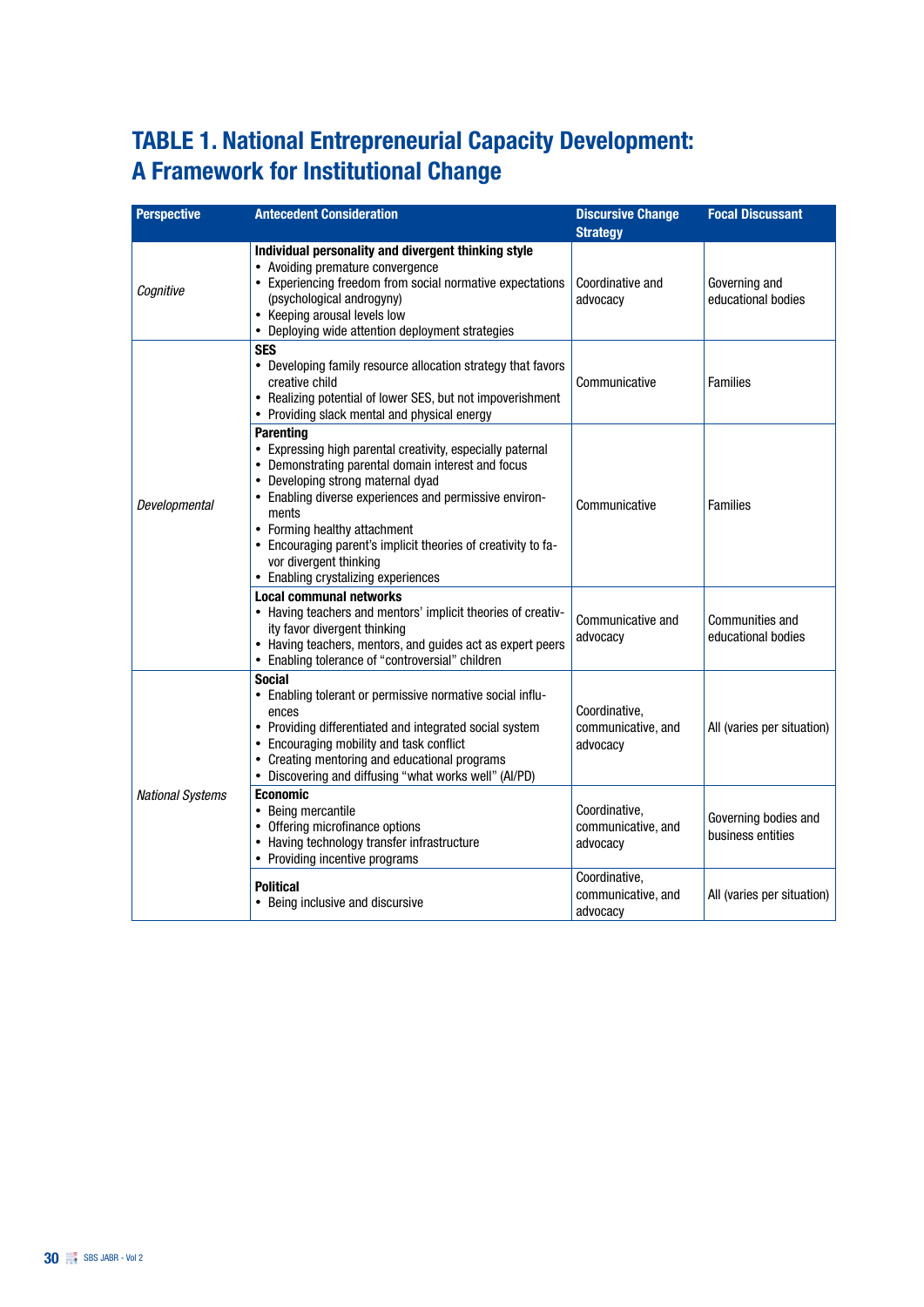## TABLE 1. National Entrepreneurial Capacity Development: A Framework for Institutional Change

| Perspective | Antecedent Consideration | Discursive Change Strategy | Focal Discussant |
|---|---|---|---|
| *Cognitive* | **Individual personality and divergent thinking style**<br>• Avoiding premature convergence<br>• Experiencing freedom from social normative expectations (psychological androgyny)<br>• Keeping arousal levels low<br>• Deploying wide attention deployment strategies | Coordinative and advocacy | Governing and educational bodies |
| *Developmental* | **SES**<br>• Developing family resource allocation strategy that favors creative child<br>• Realizing potential of lower SES, but not impoverishment<br>• Providing slack mental and physical energy | Communicative | Families |
| | **Parenting**<br>• Expressing high parental creativity, especially paternal<br>• Demonstrating parental domain interest and focus<br>• Developing strong maternal dyad<br>• Enabling diverse experiences and permissive environments<br>• Forming healthy attachment<br>• Encouraging parent's implicit theories of creativity to favor divergent thinking<br>• Enabling crystalizing experiences | Communicative | Families |
| | **Local communal networks**<br>• Having teachers and mentors' implicit theories of creativity favor divergent thinking<br>• Having teachers, mentors, and guides act as expert peers<br>• Enabling tolerance of "controversial" children | Communicative and advocacy | Communities and educational bodies |
| *National Systems* | **Social**<br>• Enabling tolerant or permissive normative social influences<br>• Providing differentiated and integrated social system<br>• Encouraging mobility and task conflict<br>• Creating mentoring and educational programs<br>• Discovering and diffusing "what works well" (AI/PD) | Coordinative, communicative, and advocacy | All (varies per situation) |
| | **Economic**<br>• Being mercantile<br>• Offering microfinance options<br>• Having technology transfer infrastructure<br>• Providing incentive programs | Coordinative, communicative, and advocacy | Governing bodies and business entities |
| | **Political**<br>• Being inclusive and discursive | Coordinative, communicative, and advocacy | All (varies per situation) |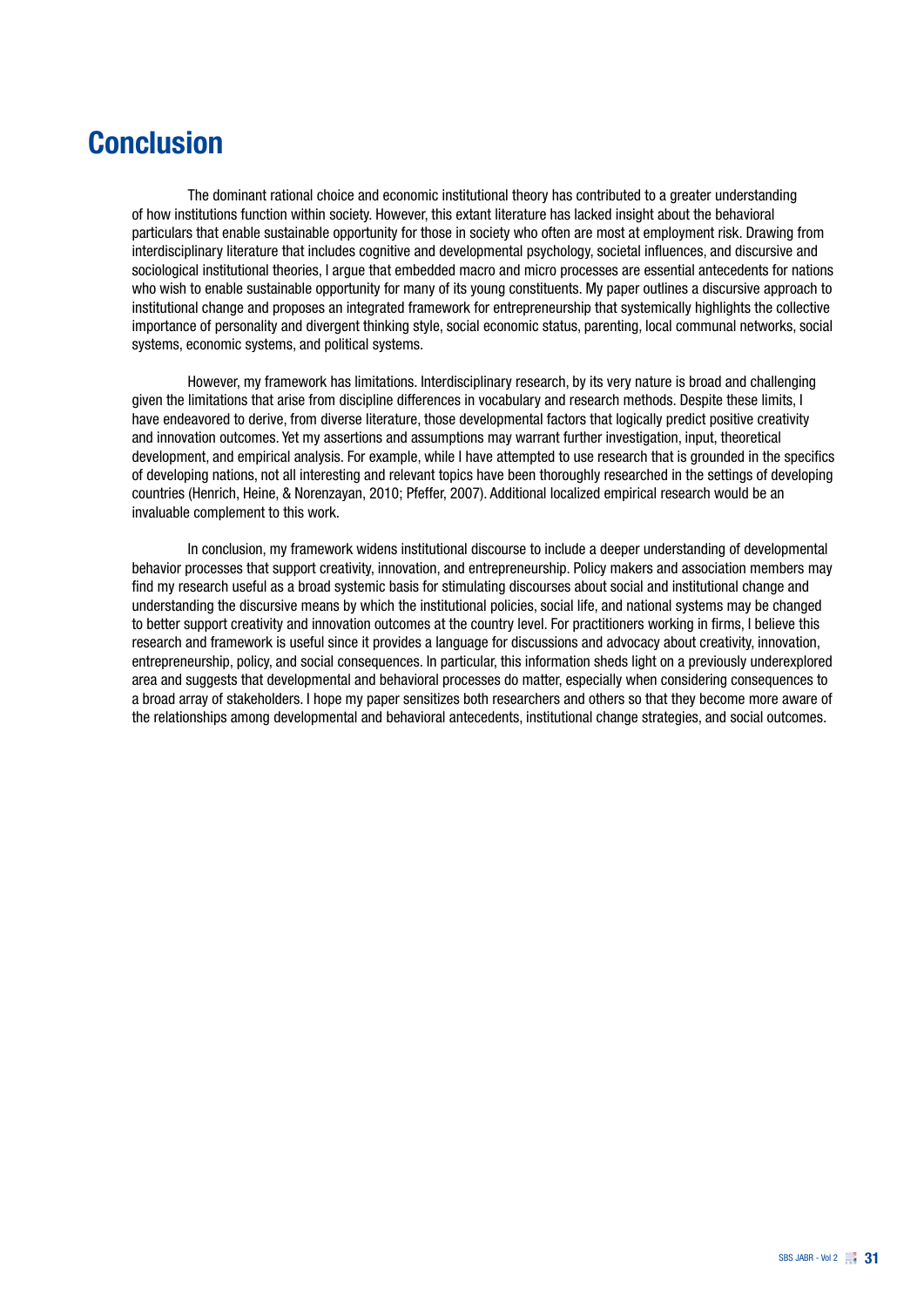# Conclusion

The dominant rational choice and economic institutional theory has contributed to a greater understanding of how institutions function within society. However, this extant literature has lacked insight about the behavioral particulars that enable sustainable opportunity for those in society who often are most at employment risk. Drawing from interdisciplinary literature that includes cognitive and developmental psychology, societal influences, and discursive and sociological institutional theories, I argue that embedded macro and micro processes are essential antecedents for nations who wish to enable sustainable opportunity for many of its young constituents. My paper outlines a discursive approach to institutional change and proposes an integrated framework for entrepreneurship that systemically highlights the collective importance of personality and divergent thinking style, social economic status, parenting, local communal networks, social systems, economic systems, and political systems.

However, my framework has limitations. Interdisciplinary research, by its very nature is broad and challenging given the limitations that arise from discipline differences in vocabulary and research methods. Despite these limits, I have endeavored to derive, from diverse literature, those developmental factors that logically predict positive creativity and innovation outcomes. Yet my assertions and assumptions may warrant further investigation, input, theoretical development, and empirical analysis. For example, while I have attempted to use research that is grounded in the specifics of developing nations, not all interesting and relevant topics have been thoroughly researched in the settings of developing countries (Henrich, Heine, & Norenzayan, 2010; Pfeffer, 2007). Additional localized empirical research would be an invaluable complement to this work.

In conclusion, my framework widens institutional discourse to include a deeper understanding of developmental behavior processes that support creativity, innovation, and entrepreneurship. Policy makers and association members may find my research useful as a broad systemic basis for stimulating discourses about social and institutional change and understanding the discursive means by which the institutional policies, social life, and national systems may be changed to better support creativity and innovation outcomes at the country level. For practitioners working in firms, I believe this research and framework is useful since it provides a language for discussions and advocacy about creativity, innovation, entrepreneurship, policy, and social consequences. In particular, this information sheds light on a previously underexplored area and suggests that developmental and behavioral processes do matter, especially when considering consequences to a broad array of stakeholders. I hope my paper sensitizes both researchers and others so that they become more aware of the relationships among developmental and behavioral antecedents, institutional change strategies, and social outcomes.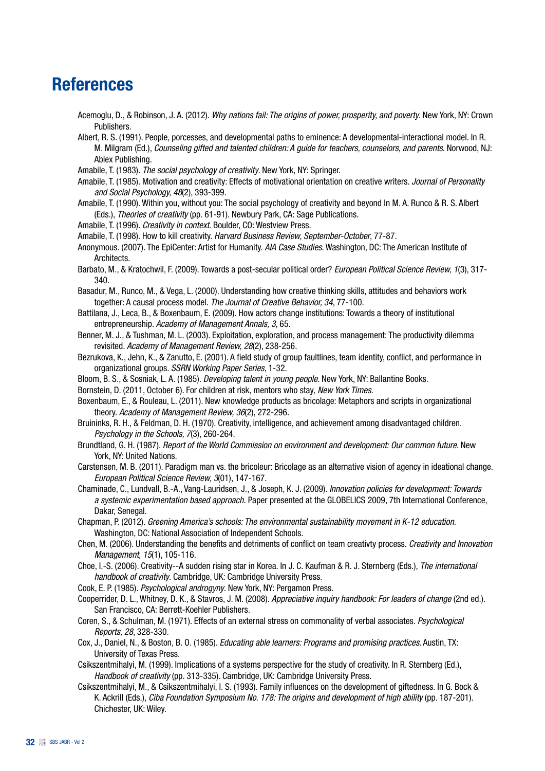# References

Acemoglu, D., & Robinson, J. A. (2012). *Why nations fail: The origins of power, prosperity, and poverty*. New York, NY: Crown Publishers.

Albert, R. S. (1991). People, porcesses, and developmental paths to eminence: A developmental-interactional model. In R. M. Milgram (Ed.), *Counseling gifted and talented children: A guide for teachers, counselors, and parents*. Norwood, NJ: Ablex Publishing.

Amabile, T. (1983). *The social psychology of creativity*. New York, NY: Springer.

Amabile, T. (1985). Motivation and creativity: Effects of motivational orientation on creative writers. *Journal of Personality and Social Psychology, 48*(2), 393-399.

Amabile, T. (1990). Within you, without you: The social psychology of creativity and beyond In M. A. Runco & R. S. Albert (Eds.), *Theories of creativity* (pp. 61-91). Newbury Park, CA: Sage Publications.

Amabile, T. (1996). *Creativity in context*. Boulder, CO: Westview Press.

Amabile, T. (1998). How to kill creativity. *Harvard Business Review, September-October*, 77-87.

Anonymous. (2007). The EpiCenter: Artist for Humanity. *AIA Case Studies*. Washington, DC: The American Institute of Architects.

Barbato, M., & Kratochwil, F. (2009). Towards a post-secular political order? *European Political Science Review, 1*(3), 317-340.

Basadur, M., Runco, M., & Vega, L. (2000). Understanding how creative thinking skills, attitudes and behaviors work together: A causal process model. *The Journal of Creative Behavior, 34*, 77-100.

Battilana, J., Leca, B., & Boxenbaum, E. (2009). How actors change institutions: Towards a theory of institutional entrepreneurship. *Academy of Management Annals, 3*, 65.

Benner, M. J., & Tushman, M. L. (2003). Exploitation, exploration, and process management: The productivity dilemma revisited. *Academy of Management Review, 28*(2), 238-256.

Bezrukova, K., Jehn, K., & Zanutto, E. (2001). A field study of group faultlines, team identity, conflict, and performance in organizational groups. *SSRN Working Paper Series*, 1-32.

Bloom, B. S., & Sosniak, L. A. (1985). *Developing talent in young people*. New York, NY: Ballantine Books.

Bornstein, D. (2011, October 6). For children at risk, mentors who stay, *New York Times*.

Boxenbaum, E., & Rouleau, L. (2011). New knowledge products as bricolage: Metaphors and scripts in organizational theory. *Academy of Management Review, 36*(2), 272-296.

Bruininks, R. H., & Feldman, D. H. (1970). Creativity, intelligence, and achievement among disadvantaged children. *Psychology in the Schools, 7*(3), 260-264.

Brundtland, G. H. (1987). *Report of the World Commission on environment and development: Our common future*. New York, NY: United Nations.

Carstensen, M. B. (2011). Paradigm man vs. the bricoleur: Bricolage as an alternative vision of agency in ideational change. *European Political Science Review, 3*(01), 147-167.

Chaminade, C., Lundvall, B.-A., Vang-Lauridsen, J., & Joseph, K. J. (2009). *Innovation policies for development: Towards a systemic experimentation based approach.* Paper presented at the GLOBELICS 2009, 7th International Conference, Dakar, Senegal.

Chapman, P. (2012). *Greening America's schools: The environmental sustainability movement in K-12 education*. Washington, DC: National Association of Independent Schools.

Chen, M. (2006). Understanding the benefits and detriments of conflict on team creativty process. *Creativity and Innovation Management, 15*(1), 105-116.

Choe, I.-S. (2006). Creativity--A sudden rising star in Korea. In J. C. Kaufman & R. J. Sternberg (Eds.), *The international handbook of creativity*. Cambridge, UK: Cambridge University Press.

Cook, E. P. (1985). *Psychological androgyny*. New York, NY: Pergamon Press.

Cooperrider, D. L., Whitney, D. K., & Stavros, J. M. (2008). *Appreciative inquiry handbook: For leaders of change* (2nd ed.). San Francisco, CA: Berrett-Koehler Publishers.

Coren, S., & Schulman, M. (1971). Effects of an external stress on commonality of verbal associates. *Psychological Reports, 28*, 328-330.

Cox, J., Daniel, N., & Boston, B. O. (1985). *Educating able learners: Programs and promising practices*. Austin, TX: University of Texas Press.

Csikszentmihalyi, M. (1999). Implications of a systems perspective for the study of creativity. In R. Sternberg (Ed.), *Handbook of creativity* (pp. 313-335). Cambridge, UK: Cambridge University Press.

Csikszentmihalyi, M., & Csikszentmihalyi, I. S. (1993). Family influences on the development of giftedness. In G. Bock & K. Ackrill (Eds.), *Ciba Foundation Symposium No. 178: The origins and development of high ability* (pp. 187-201). Chichester, UK: Wiley.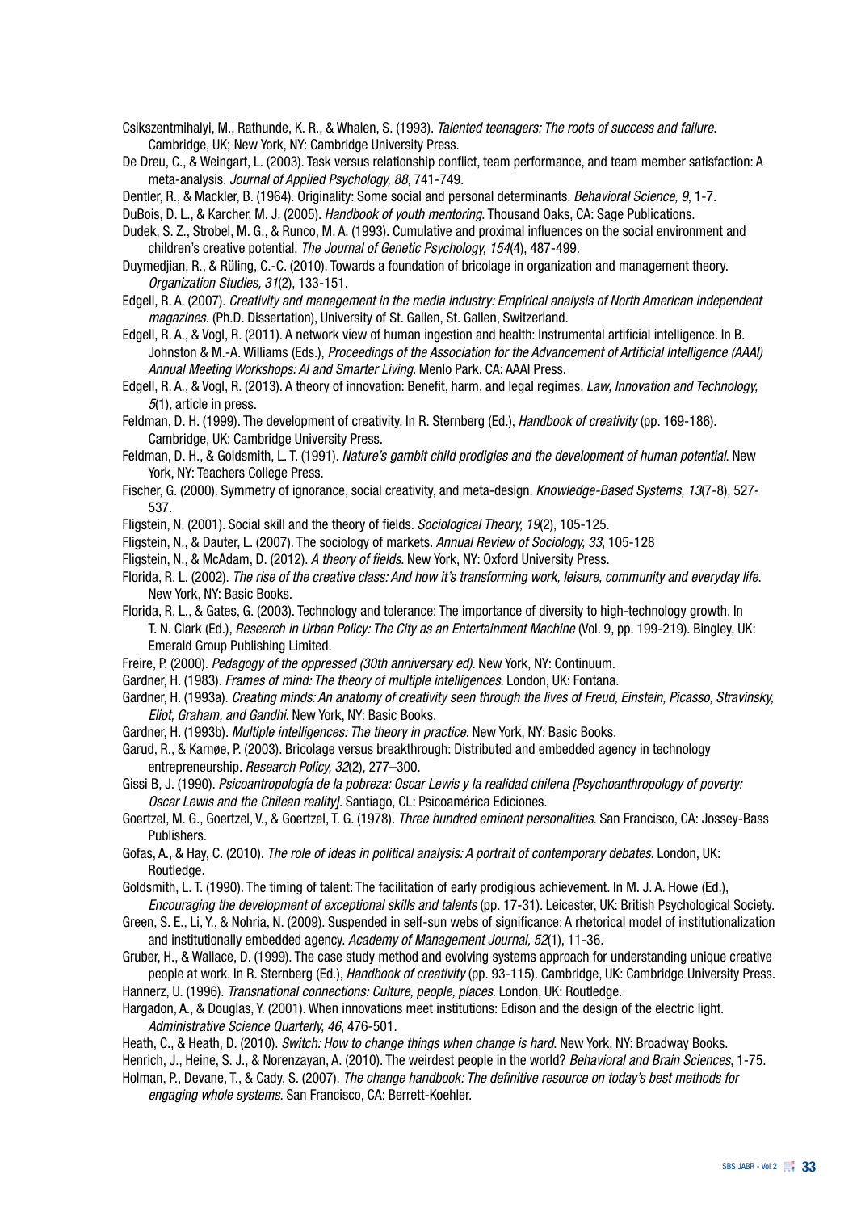Csikszentmihalyi, M., Rathunde, K. R., & Whalen, S. (1993). *Talented teenagers: The roots of success and failure*. Cambridge, UK; New York, NY: Cambridge University Press.

De Dreu, C., & Weingart, L. (2003). Task versus relationship conflict, team performance, and team member satisfaction: A meta-analysis. *Journal of Applied Psychology, 88*, 741-749.

Dentler, R., & Mackler, B. (1964). Originality: Some social and personal determinants. *Behavioral Science, 9*, 1-7.

DuBois, D. L., & Karcher, M. J. (2005). *Handbook of youth mentoring*. Thousand Oaks, CA: Sage Publications.

Dudek, S. Z., Strobel, M. G., & Runco, M. A. (1993). Cumulative and proximal influences on the social environment and children's creative potential. *The Journal of Genetic Psychology, 154*(4), 487-499.

Duymedjian, R., & Rüling, C.-C. (2010). Towards a foundation of bricolage in organization and management theory. *Organization Studies, 31*(2), 133-151.

Edgell, R. A. (2007). *Creativity and management in the media industry: Empirical analysis of North American independent magazines*. (Ph.D. Dissertation), University of St. Gallen, St. Gallen, Switzerland.

Edgell, R. A., & Vogl, R. (2011). A network view of human ingestion and health: Instrumental artificial intelligence. In B. Johnston & M.-A. Williams (Eds.), *Proceedings of the Association for the Advancement of Artificial Intelligence (AAAI) Annual Meeting Workshops: AI and Smarter Living*. Menlo Park. CA: AAAI Press.

Edgell, R. A., & Vogl, R. (2013). A theory of innovation: Benefit, harm, and legal regimes. *Law, Innovation and Technology, 5*(1), article in press.

Feldman, D. H. (1999). The development of creativity. In R. Sternberg (Ed.), *Handbook of creativity* (pp. 169-186). Cambridge, UK: Cambridge University Press.

Feldman, D. H., & Goldsmith, L. T. (1991). *Nature's gambit child prodigies and the development of human potential*. New York, NY: Teachers College Press.

Fischer, G. (2000). Symmetry of ignorance, social creativity, and meta-design. *Knowledge-Based Systems, 13*(7-8), 527-537.

Fligstein, N. (2001). Social skill and the theory of fields. *Sociological Theory, 19*(2), 105-125.

Fligstein, N., & Dauter, L. (2007). The sociology of markets. *Annual Review of Sociology, 33*, 105-128

Fligstein, N., & McAdam, D. (2012). *A theory of fields*. New York, NY: Oxford University Press.

Florida, R. L. (2002). *The rise of the creative class: And how it's transforming work, leisure, community and everyday life*. New York, NY: Basic Books.

Florida, R. L., & Gates, G. (2003). Technology and tolerance: The importance of diversity to high-technology growth. In T. N. Clark (Ed.), *Research in Urban Policy: The City as an Entertainment Machine* (Vol. 9, pp. 199-219). Bingley, UK: Emerald Group Publishing Limited.

Freire, P. (2000). *Pedagogy of the oppressed (30th anniversary ed)*. New York, NY: Continuum.

Gardner, H. (1983). *Frames of mind: The theory of multiple intelligences*. London, UK: Fontana.

Gardner, H. (1993a). *Creating minds: An anatomy of creativity seen through the lives of Freud, Einstein, Picasso, Stravinsky, Eliot, Graham, and Gandhi*. New York, NY: Basic Books.

Gardner, H. (1993b). *Multiple intelligences: The theory in practice*. New York, NY: Basic Books.

Garud, R., & Karnøe, P. (2003). Bricolage versus breakthrough: Distributed and embedded agency in technology entrepreneurship. *Research Policy, 32*(2), 277–300.

Gissi B, J. (1990). *Psicoantropología de la pobreza: Oscar Lewis y la realidad chilena [Psychoanthropology of poverty: Oscar Lewis and the Chilean reality]*. Santiago, CL: Psicoamérica Ediciones.

Goertzel, M. G., Goertzel, V., & Goertzel, T. G. (1978). *Three hundred eminent personalities*. San Francisco, CA: Jossey-Bass Publishers.

Gofas, A., & Hay, C. (2010). *The role of ideas in political analysis: A portrait of contemporary debates*. London, UK: Routledge.

Goldsmith, L. T. (1990). The timing of talent: The facilitation of early prodigious achievement. In M. J. A. Howe (Ed.), *Encouraging the development of exceptional skills and talents* (pp. 17-31). Leicester, UK: British Psychological Society.

Green, S. E., Li, Y., & Nohria, N. (2009). Suspended in self-sun webs of significance: A rhetorical model of institutionalization and institutionally embedded agency. *Academy of Management Journal, 52*(1), 11-36.

Gruber, H., & Wallace, D. (1999). The case study method and evolving systems approach for understanding unique creative people at work. In R. Sternberg (Ed.), *Handbook of creativity* (pp. 93-115). Cambridge, UK: Cambridge University Press.

Hannerz, U. (1996). *Transnational connections: Culture, people, places*. London, UK: Routledge.

Hargadon, A., & Douglas, Y. (2001). When innovations meet institutions: Edison and the design of the electric light. *Administrative Science Quarterly, 46*, 476-501.

Heath, C., & Heath, D. (2010). *Switch: How to change things when change is hard*. New York, NY: Broadway Books.

Henrich, J., Heine, S. J., & Norenzayan, A. (2010). The weirdest people in the world? *Behavioral and Brain Sciences*, 1-75.

Holman, P., Devane, T., & Cady, S. (2007). *The change handbook: The definitive resource on today's best methods for engaging whole systems*. San Francisco, CA: Berrett-Koehler.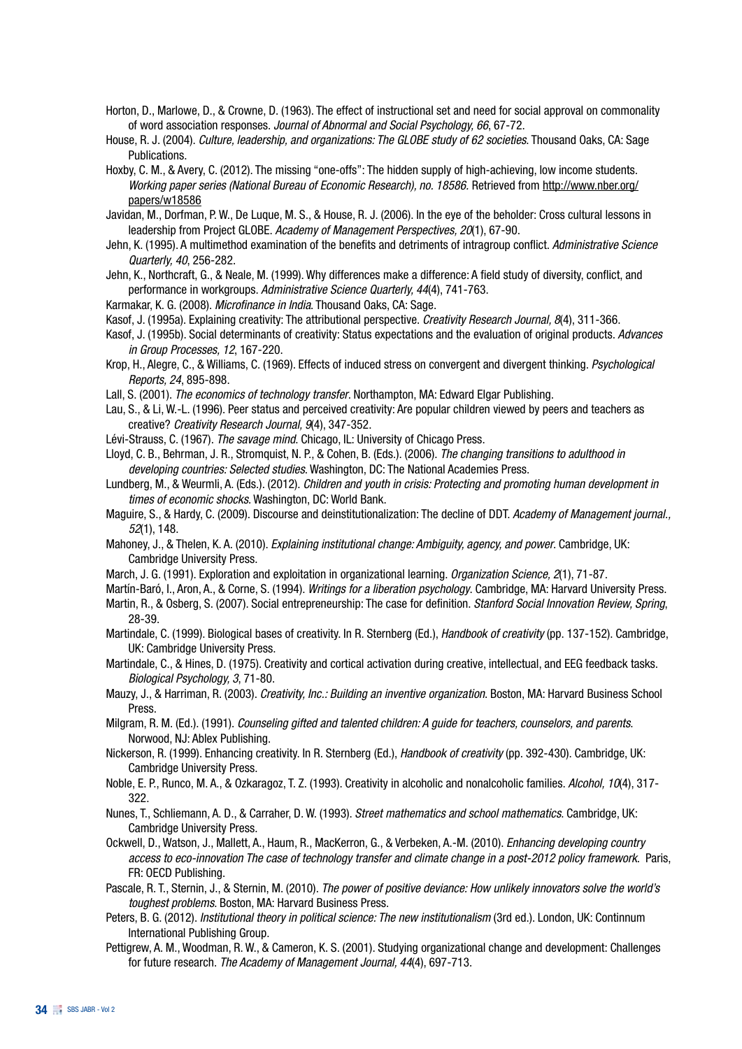Horton, D., Marlowe, D., & Crowne, D. (1963). The effect of instructional set and need for social approval on commonality of word association responses. *Journal of Abnormal and Social Psychology, 66*, 67-72.

House, R. J. (2004). *Culture, leadership, and organizations: The GLOBE study of 62 societies*. Thousand Oaks, CA: Sage Publications.

Hoxby, C. M., & Avery, C. (2012). The missing "one-offs": The hidden supply of high-achieving, low income students. *Working paper series (National Bureau of Economic Research), no. 18586.* Retrieved from http://www.nber.org/papers/w18586

Javidan, M., Dorfman, P. W., De Luque, M. S., & House, R. J. (2006). In the eye of the beholder: Cross cultural lessons in leadership from Project GLOBE. *Academy of Management Perspectives, 20*(1), 67-90.

Jehn, K. (1995). A multimethod examination of the benefits and detriments of intragroup conflict. *Administrative Science Quarterly, 40*, 256-282.

Jehn, K., Northcraft, G., & Neale, M. (1999). Why differences make a difference: A field study of diversity, conflict, and performance in workgroups. *Administrative Science Quarterly, 44*(4), 741-763.

Karmakar, K. G. (2008). *Microfinance in India*. Thousand Oaks, CA: Sage.

Kasof, J. (1995a). Explaining creativity: The attributional perspective. *Creativity Research Journal, 8*(4), 311-366.

Kasof, J. (1995b). Social determinants of creativity: Status expectations and the evaluation of original products. *Advances in Group Processes, 12*, 167-220.

Krop, H., Alegre, C., & Williams, C. (1969). Effects of induced stress on convergent and divergent thinking. *Psychological Reports, 24*, 895-898.

Lall, S. (2001). *The economics of technology transfer*. Northampton, MA: Edward Elgar Publishing.

Lau, S., & Li, W.-L. (1996). Peer status and perceived creativity: Are popular children viewed by peers and teachers as creative? *Creativity Research Journal, 9*(4), 347-352.

Lévi-Strauss, C. (1967). *The savage mind*. Chicago, IL: University of Chicago Press.

Lloyd, C. B., Behrman, J. R., Stromquist, N. P., & Cohen, B. (Eds.). (2006). *The changing transitions to adulthood in developing countries: Selected studies*. Washington, DC: The National Academies Press.

Lundberg, M., & Weurmli, A. (Eds.). (2012). *Children and youth in crisis: Protecting and promoting human development in times of economic shocks*. Washington, DC: World Bank.

Maguire, S., & Hardy, C. (2009). Discourse and deinstitutionalization: The decline of DDT. *Academy of Management journal., 52*(1), 148.

Mahoney, J., & Thelen, K. A. (2010). *Explaining institutional change: Ambiguity, agency, and power*. Cambridge, UK: Cambridge University Press.

March, J. G. (1991). Exploration and exploitation in organizational learning. *Organization Science, 2*(1), 71-87.

Martín-Baró, I., Aron, A., & Corne, S. (1994). *Writings for a liberation psychology*. Cambridge, MA: Harvard University Press.

Martin, R., & Osberg, S. (2007). Social entrepreneurship: The case for definition. *Stanford Social Innovation Review, Spring*, 28-39.

Martindale, C. (1999). Biological bases of creativity. In R. Sternberg (Ed.), *Handbook of creativity* (pp. 137-152). Cambridge, UK: Cambridge University Press.

Martindale, C., & Hines, D. (1975). Creativity and cortical activation during creative, intellectual, and EEG feedback tasks. *Biological Psychology, 3*, 71-80.

Mauzy, J., & Harriman, R. (2003). *Creativity, Inc.: Building an inventive organization*. Boston, MA: Harvard Business School Press.

Milgram, R. M. (Ed.). (1991). *Counseling gifted and talented children: A guide for teachers, counselors, and parents*. Norwood, NJ: Ablex Publishing.

Nickerson, R. (1999). Enhancing creativity. In R. Sternberg (Ed.), *Handbook of creativity* (pp. 392-430). Cambridge, UK: Cambridge University Press.

Noble, E. P., Runco, M. A., & Ozkaragoz, T. Z. (1993). Creativity in alcoholic and nonalcoholic families. *Alcohol, 10*(4), 317-322.

Nunes, T., Schliemann, A. D., & Carraher, D. W. (1993). *Street mathematics and school mathematics*. Cambridge, UK: Cambridge University Press.

Ockwell, D., Watson, J., Mallett, A., Haum, R., MacKerron, G., & Verbeken, A.-M. (2010). *Enhancing developing country access to eco-innovation The case of technology transfer and climate change in a post-2012 policy framework*. Paris, FR: OECD Publishing.

Pascale, R. T., Sternin, J., & Sternin, M. (2010). *The power of positive deviance: How unlikely innovators solve the world's toughest problems*. Boston, MA: Harvard Business Press.

Peters, B. G. (2012). *Institutional theory in political science: The new institutionalism* (3rd ed.). London, UK: Continnum International Publishing Group.

Pettigrew, A. M., Woodman, R. W., & Cameron, K. S. (2001). Studying organizational change and development: Challenges for future research. *The Academy of Management Journal, 44*(4), 697-713.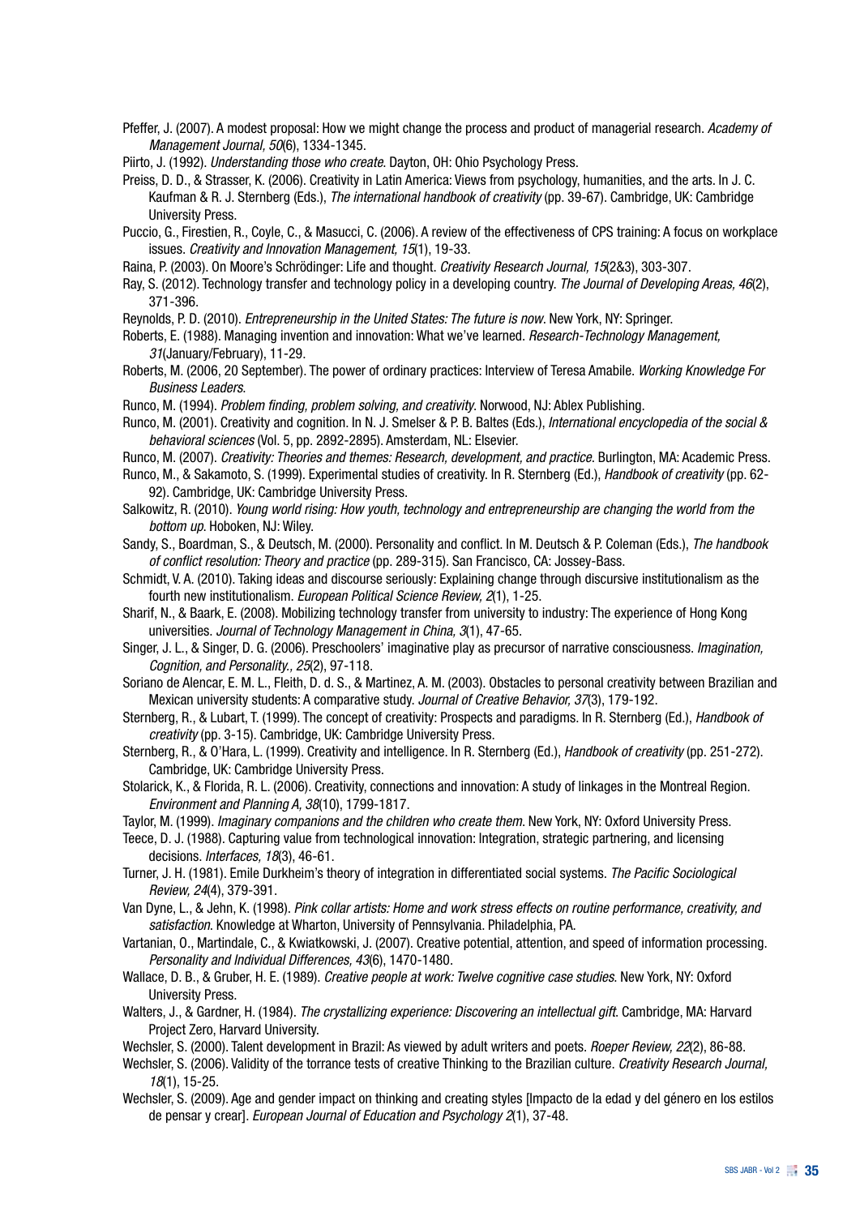Pfeffer, J. (2007). A modest proposal: How we might change the process and product of managerial research. *Academy of Management Journal, 50*(6), 1334-1345.

Piirto, J. (1992). *Understanding those who create*. Dayton, OH: Ohio Psychology Press.

Preiss, D. D., & Strasser, K. (2006). Creativity in Latin America: Views from psychology, humanities, and the arts. In J. C. Kaufman & R. J. Sternberg (Eds.), *The international handbook of creativity* (pp. 39-67). Cambridge, UK: Cambridge University Press.

Puccio, G., Firestien, R., Coyle, C., & Masucci, C. (2006). A review of the effectiveness of CPS training: A focus on workplace issues. *Creativity and Innovation Management, 15*(1), 19-33.

Raina, P. (2003). On Moore's Schrödinger: Life and thought. *Creativity Research Journal, 15*(2&3), 303-307.

Ray, S. (2012). Technology transfer and technology policy in a developing country. *The Journal of Developing Areas, 46*(2), 371-396.

Reynolds, P. D. (2010). *Entrepreneurship in the United States: The future is now*. New York, NY: Springer.

Roberts, E. (1988). Managing invention and innovation: What we've learned. *Research-Technology Management, 31*(January/February), 11-29.

Roberts, M. (2006, 20 September). The power of ordinary practices: Interview of Teresa Amabile. *Working Knowledge For Business Leaders*.

Runco, M. (1994). *Problem finding, problem solving, and creativity*. Norwood, NJ: Ablex Publishing.

Runco, M. (2001). Creativity and cognition. In N. J. Smelser & P. B. Baltes (Eds.), *International encyclopedia of the social & behavioral sciences* (Vol. 5, pp. 2892-2895). Amsterdam, NL: Elsevier.

Runco, M. (2007). *Creativity: Theories and themes: Research, development, and practice*. Burlington, MA: Academic Press.

Runco, M., & Sakamoto, S. (1999). Experimental studies of creativity. In R. Sternberg (Ed.), *Handbook of creativity* (pp. 62-92). Cambridge, UK: Cambridge University Press.

Salkowitz, R. (2010). *Young world rising: How youth, technology and entrepreneurship are changing the world from the bottom up*. Hoboken, NJ: Wiley.

Sandy, S., Boardman, S., & Deutsch, M. (2000). Personality and conflict. In M. Deutsch & P. Coleman (Eds.), *The handbook of conflict resolution: Theory and practice* (pp. 289-315). San Francisco, CA: Jossey-Bass.

Schmidt, V. A. (2010). Taking ideas and discourse seriously: Explaining change through discursive institutionalism as the fourth new institutionalism. *European Political Science Review, 2*(1), 1-25.

Sharif, N., & Baark, E. (2008). Mobilizing technology transfer from university to industry: The experience of Hong Kong universities. *Journal of Technology Management in China, 3*(1), 47-65.

Singer, J. L., & Singer, D. G. (2006). Preschoolers' imaginative play as precursor of narrative consciousness. *Imagination, Cognition, and Personality., 25*(2), 97-118.

Soriano de Alencar, E. M. L., Fleith, D. d. S., & Martinez, A. M. (2003). Obstacles to personal creativity between Brazilian and Mexican university students: A comparative study. *Journal of Creative Behavior, 37*(3), 179-192.

Sternberg, R., & Lubart, T. (1999). The concept of creativity: Prospects and paradigms. In R. Sternberg (Ed.), *Handbook of creativity* (pp. 3-15). Cambridge, UK: Cambridge University Press.

Sternberg, R., & O'Hara, L. (1999). Creativity and intelligence. In R. Sternberg (Ed.), *Handbook of creativity* (pp. 251-272). Cambridge, UK: Cambridge University Press.

Stolarick, K., & Florida, R. L. (2006). Creativity, connections and innovation: A study of linkages in the Montreal Region. *Environment and Planning A, 38*(10), 1799-1817.

Taylor, M. (1999). *Imaginary companions and the children who create them*. New York, NY: Oxford University Press.

Teece, D. J. (1988). Capturing value from technological innovation: Integration, strategic partnering, and licensing decisions. *Interfaces, 18*(3), 46-61.

Turner, J. H. (1981). Emile Durkheim's theory of integration in differentiated social systems. *The Pacific Sociological Review, 24*(4), 379-391.

Van Dyne, L., & Jehn, K. (1998). *Pink collar artists: Home and work stress effects on routine performance, creativity, and satisfaction*. Knowledge at Wharton, University of Pennsylvania. Philadelphia, PA.

Vartanian, O., Martindale, C., & Kwiatkowski, J. (2007). Creative potential, attention, and speed of information processing. *Personality and Individual Differences, 43*(6), 1470-1480.

Wallace, D. B., & Gruber, H. E. (1989). *Creative people at work: Twelve cognitive case studies*. New York, NY: Oxford University Press.

Walters, J., & Gardner, H. (1984). *The crystallizing experience: Discovering an intellectual gift*. Cambridge, MA: Harvard Project Zero, Harvard University.

Wechsler, S. (2000). Talent development in Brazil: As viewed by adult writers and poets. *Roeper Review, 22*(2), 86-88.

Wechsler, S. (2006). Validity of the torrance tests of creative Thinking to the Brazilian culture. *Creativity Research Journal, 18*(1), 15-25.

Wechsler, S. (2009). Age and gender impact on thinking and creating styles [Impacto de la edad y del género en los estilos de pensar y crear]. *European Journal of Education and Psychology 2*(1), 37-48.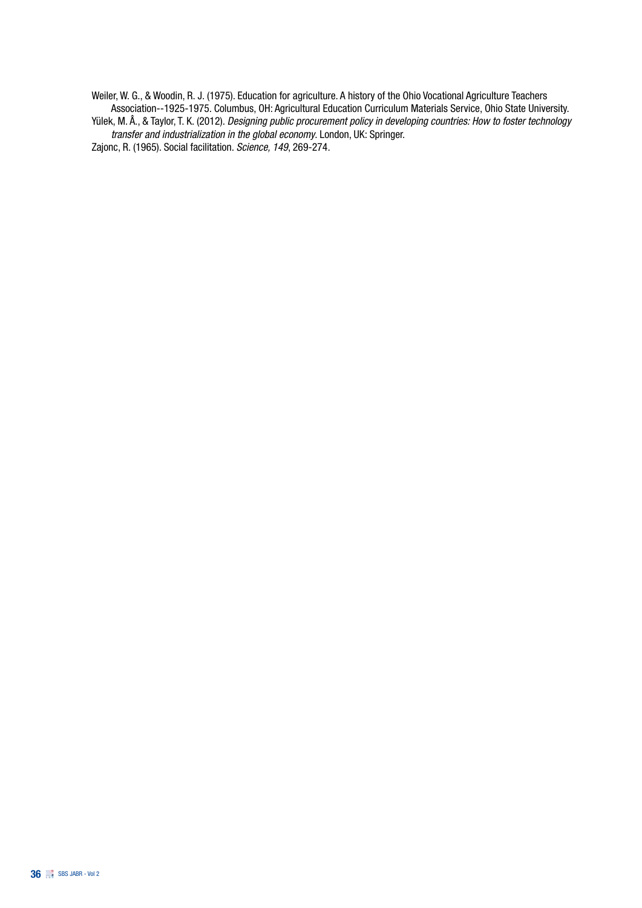Weiler, W. G., & Woodin, R. J. (1975). Education for agriculture. A history of the Ohio Vocational Agriculture Teachers Association--1925-1975. Columbus, OH: Agricultural Education Curriculum Materials Service, Ohio State University.

Yülek, M. Â., & Taylor, T. K. (2012). *Designing public procurement policy in developing countries: How to foster technology transfer and industrialization in the global economy*. London, UK: Springer.

Zajonc, R. (1965). Social facilitation. *Science, 149*, 269-274.